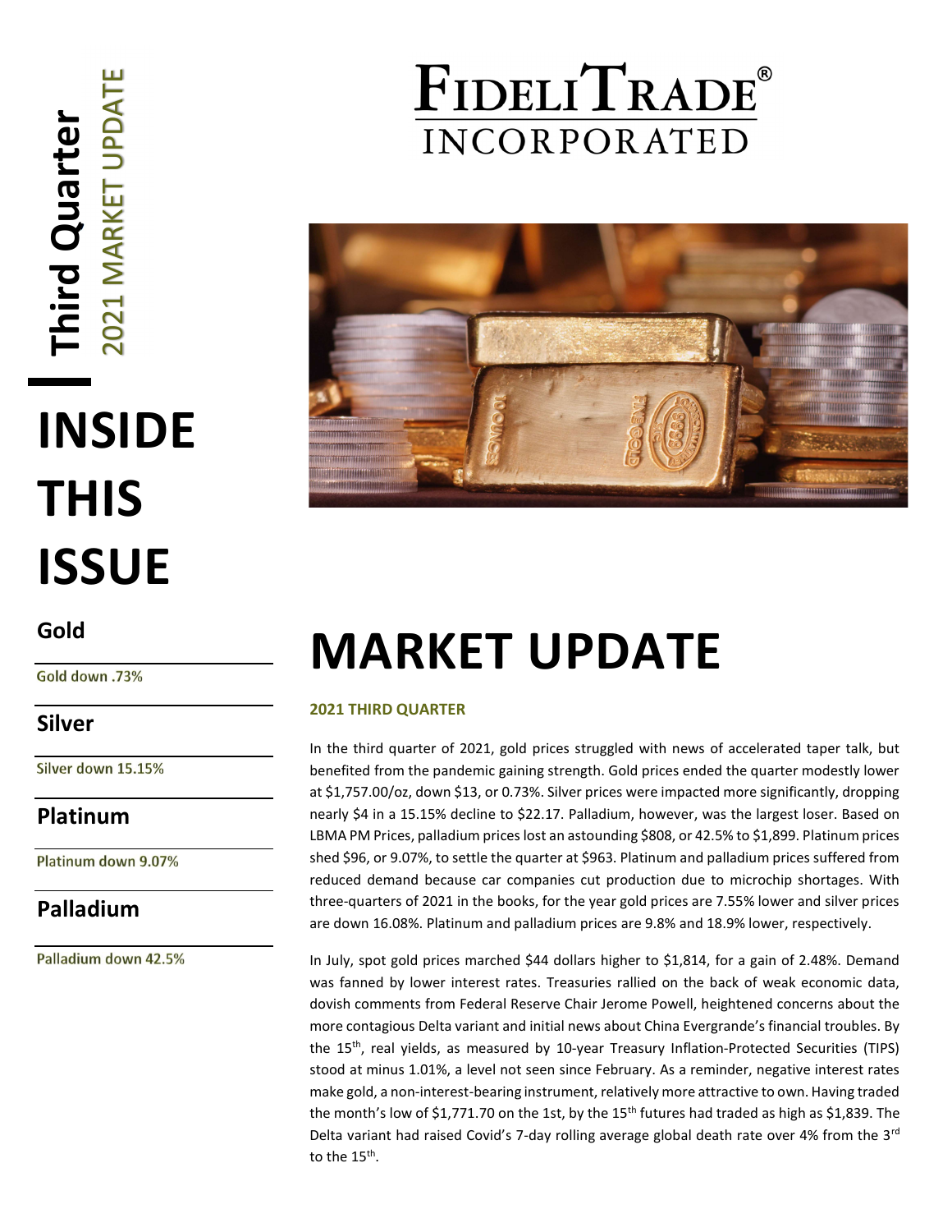# FIDELITRADE® INCORPORATED

**Third Quarter**
2021 MARKET UPDATE

# INSIDE THIS ISSUE

## Gold

Gold down .73%

## Silver

Silver down 15.15%

## Platinum

Platinum down 9.07%

## Palladium

Palladium down 42.5%

# MARKET UPDATE

**2021 THIRD QUARTER**

In the third quarter of 2021, gold prices struggled with news of accelerated taper talk, but benefited from the pandemic gaining strength. Gold prices ended the quarter modestly lower at $1,757.00/oz, down $13, or 0.73%. Silver prices were impacted more significantly, dropping nearly $4 in a 15.15% decline to $22.17. Palladium, however, was the largest loser. Based on LBMA PM Prices, palladium prices lost an astounding $808, or 42.5% to $1,899. Platinum prices shed $96, or 9.07%, to settle the quarter at $963. Platinum and palladium prices suffered from reduced demand because car companies cut production due to microchip shortages. With three-quarters of 2021 in the books, for the year gold prices are 7.55% lower and silver prices are down 16.08%. Platinum and palladium prices are 9.8% and 18.9% lower, respectively.

In July, spot gold prices marched $44 dollars higher to $1,814, for a gain of 2.48%. Demand was fanned by lower interest rates. Treasuries rallied on the back of weak economic data, dovish comments from Federal Reserve Chair Jerome Powell, heightened concerns about the more contagious Delta variant and initial news about China Evergrande's financial troubles. By the 15th, real yields, as measured by 10-year Treasury Inflation-Protected Securities (TIPS) stood at minus 1.01%, a level not seen since February. As a reminder, negative interest rates make gold, a non-interest-bearing instrument, relatively more attractive to own. Having traded the month's low of $1,771.70 on the 1st, by the 15th futures had traded as high as $1,839. The Delta variant had raised Covid's 7-day rolling average global death rate over 4% from the 3rd to the 15th.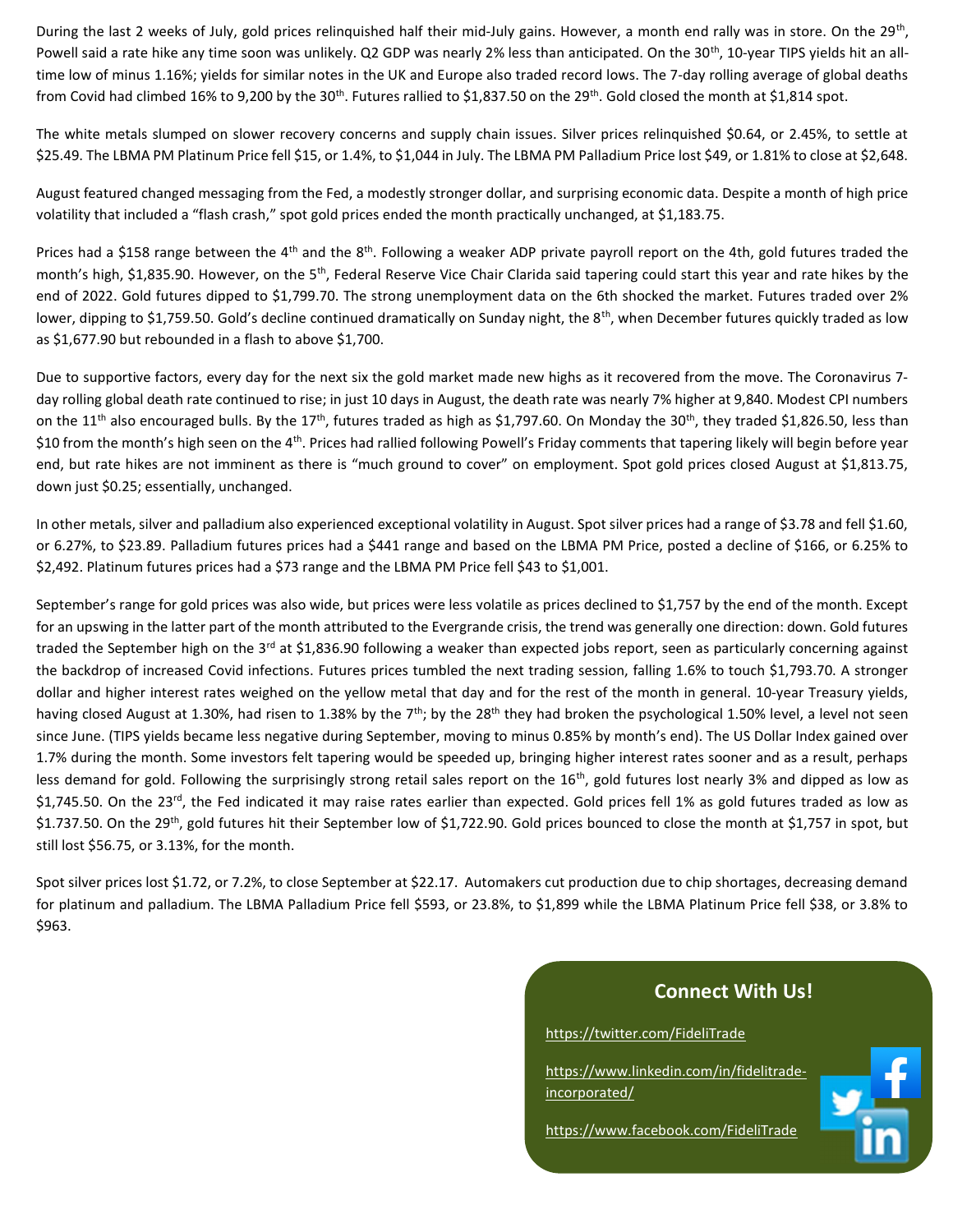During the last 2 weeks of July, gold prices relinquished half their mid-July gains. However, a month end rally was in store. On the 29th, Powell said a rate hike any time soon was unlikely. Q2 GDP was nearly 2% less than anticipated. On the 30th, 10-year TIPS yields hit an all-time low of minus 1.16%; yields for similar notes in the UK and Europe also traded record lows. The 7-day rolling average of global deaths from Covid had climbed 16% to 9,200 by the 30th. Futures rallied to $1,837.50 on the 29th. Gold closed the month at $1,814 spot.

The white metals slumped on slower recovery concerns and supply chain issues. Silver prices relinquished $0.64, or 2.45%, to settle at $25.49. The LBMA PM Platinum Price fell $15, or 1.4%, to $1,044 in July. The LBMA PM Palladium Price lost $49, or 1.81% to close at $2,648.

August featured changed messaging from the Fed, a modestly stronger dollar, and surprising economic data. Despite a month of high price volatility that included a "flash crash," spot gold prices ended the month practically unchanged, at $1,183.75.

Prices had a $158 range between the 4th and the 8th. Following a weaker ADP private payroll report on the 4th, gold futures traded the month's high, $1,835.90. However, on the 5th, Federal Reserve Vice Chair Clarida said tapering could start this year and rate hikes by the end of 2022. Gold futures dipped to $1,799.70. The strong unemployment data on the 6th shocked the market. Futures traded over 2% lower, dipping to $1,759.50. Gold's decline continued dramatically on Sunday night, the 8th, when December futures quickly traded as low as $1,677.90 but rebounded in a flash to above $1,700.

Due to supportive factors, every day for the next six the gold market made new highs as it recovered from the move. The Coronavirus 7-day rolling global death rate continued to rise; in just 10 days in August, the death rate was nearly 7% higher at 9,840. Modest CPI numbers on the 11th also encouraged bulls. By the 17th, futures traded as high as $1,797.60. On Monday the 30th, they traded $1,826.50, less than $10 from the month's high seen on the 4th. Prices had rallied following Powell's Friday comments that tapering likely will begin before year end, but rate hikes are not imminent as there is "much ground to cover" on employment. Spot gold prices closed August at $1,813.75, down just $0.25; essentially, unchanged.

In other metals, silver and palladium also experienced exceptional volatility in August. Spot silver prices had a range of $3.78 and fell $1.60, or 6.27%, to $23.89. Palladium futures prices had a $441 range and based on the LBMA PM Price, posted a decline of $166, or 6.25% to $2,492. Platinum futures prices had a $73 range and the LBMA PM Price fell $43 to $1,001.

September's range for gold prices was also wide, but prices were less volatile as prices declined to $1,757 by the end of the month. Except for an upswing in the latter part of the month attributed to the Evergrande crisis, the trend was generally one direction: down. Gold futures traded the September high on the 3rd at $1,836.90 following a weaker than expected jobs report, seen as particularly concerning against the backdrop of increased Covid infections. Futures prices tumbled the next trading session, falling 1.6% to touch $1,793.70. A stronger dollar and higher interest rates weighed on the yellow metal that day and for the rest of the month in general. 10-year Treasury yields, having closed August at 1.30%, had risen to 1.38% by the 7th; by the 28th they had broken the psychological 1.50% level, a level not seen since June. (TIPS yields became less negative during September, moving to minus 0.85% by month's end). The US Dollar Index gained over 1.7% during the month. Some investors felt tapering would be speeded up, bringing higher interest rates sooner and as a result, perhaps less demand for gold. Following the surprisingly strong retail sales report on the 16th, gold futures lost nearly 3% and dipped as low as $1,745.50. On the 23rd, the Fed indicated it may raise rates earlier than expected. Gold prices fell 1% as gold futures traded as low as $1,737.50. On the 29th, gold futures hit their September low of $1,722.90. Gold prices bounced to close the month at $1,757 in spot, but still lost $56.75, or 3.13%, for the month.

Spot silver prices lost $1.72, or 7.2%, to close September at $22.17. Automakers cut production due to chip shortages, decreasing demand for platinum and palladium. The LBMA Palladium Price fell $593, or 23.8%, to $1,899 while the LBMA Platinum Price fell $38, or 3.8% to $963.

**Connect With Us!**

https://twitter.com/FideliTrade

https://www.linkedin.com/in/fidelitrade-incorporated/

https://www.facebook.com/FideliTrade